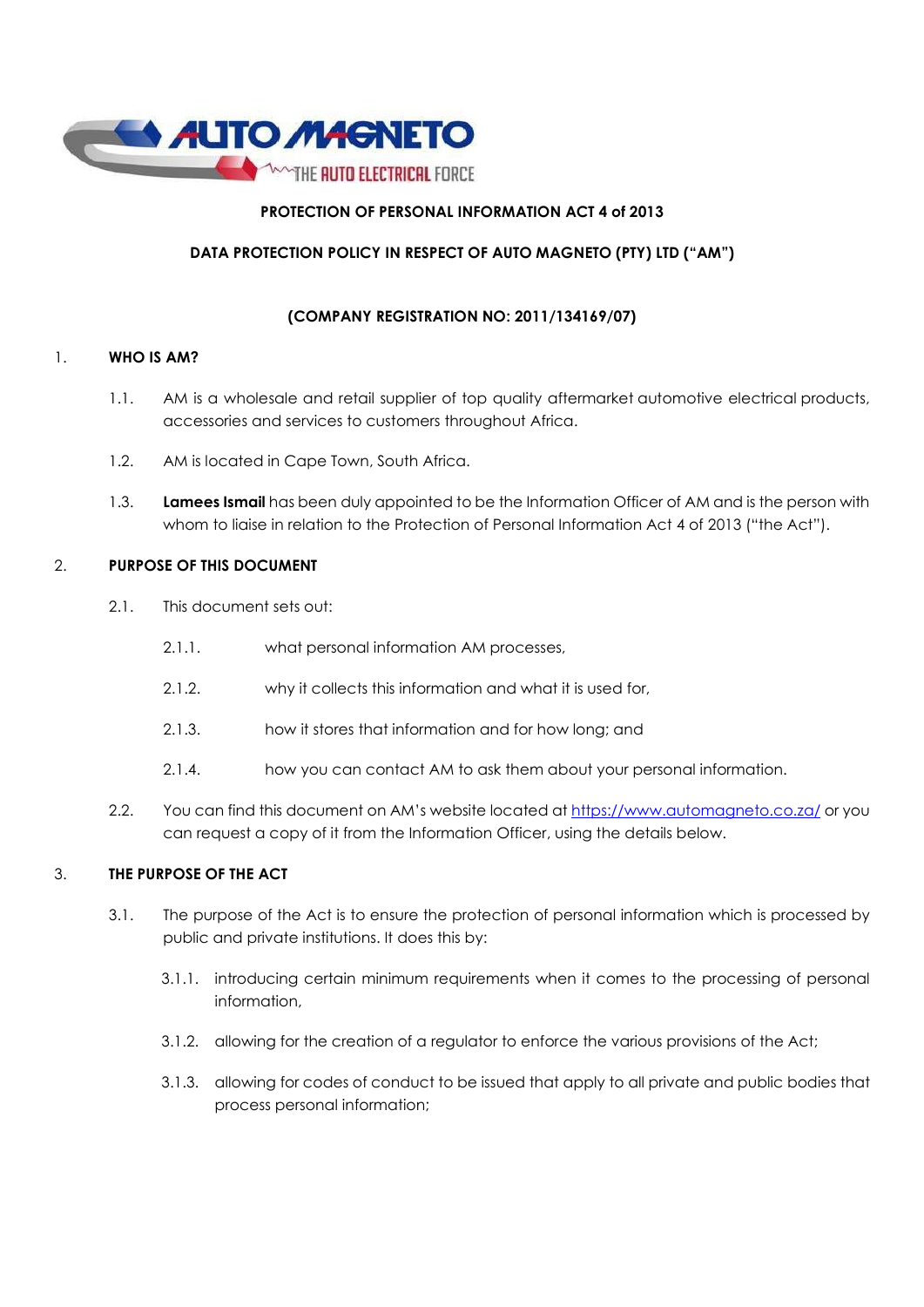**PROTECTION OF PERSONAL INFORMATION ACT 4 of 2013**

**DATA PROTECTION POLICY IN RESPECT OF AUTO MAGNETO (PTY) LTD ("AM")**

**(COMPANY REGISTRATION NO: 2011/134169/07)**

## 1. WHO IS AM?

1.1. AM is a wholesale and retail supplier of top quality aftermarket automotive electrical products, accessories and services to customers throughout Africa.

1.2. AM is located in Cape Town, South Africa.

1.3. **Lamees Ismail** has been duly appointed to be the Information Officer of AM and is the person with whom to liaise in relation to the Protection of Personal Information Act 4 of 2013 ("the Act").

## 2. PURPOSE OF THIS DOCUMENT

2.1. This document sets out:

2.1.1. what personal information AM processes,

2.1.2. why it collects this information and what it is used for,

2.1.3. how it stores that information and for how long; and

2.1.4. how you can contact AM to ask them about your personal information.

2.2. You can find this document on AM's website located at https://www.automagneto.co.za/ or you can request a copy of it from the Information Officer, using the details below.

## 3. THE PURPOSE OF THE ACT

3.1. The purpose of the Act is to ensure the protection of personal information which is processed by public and private institutions. It does this by:

3.1.1. introducing certain minimum requirements when it comes to the processing of personal information,

3.1.2. allowing for the creation of a regulator to enforce the various provisions of the Act;

3.1.3. allowing for codes of conduct to be issued that apply to all private and public bodies that process personal information;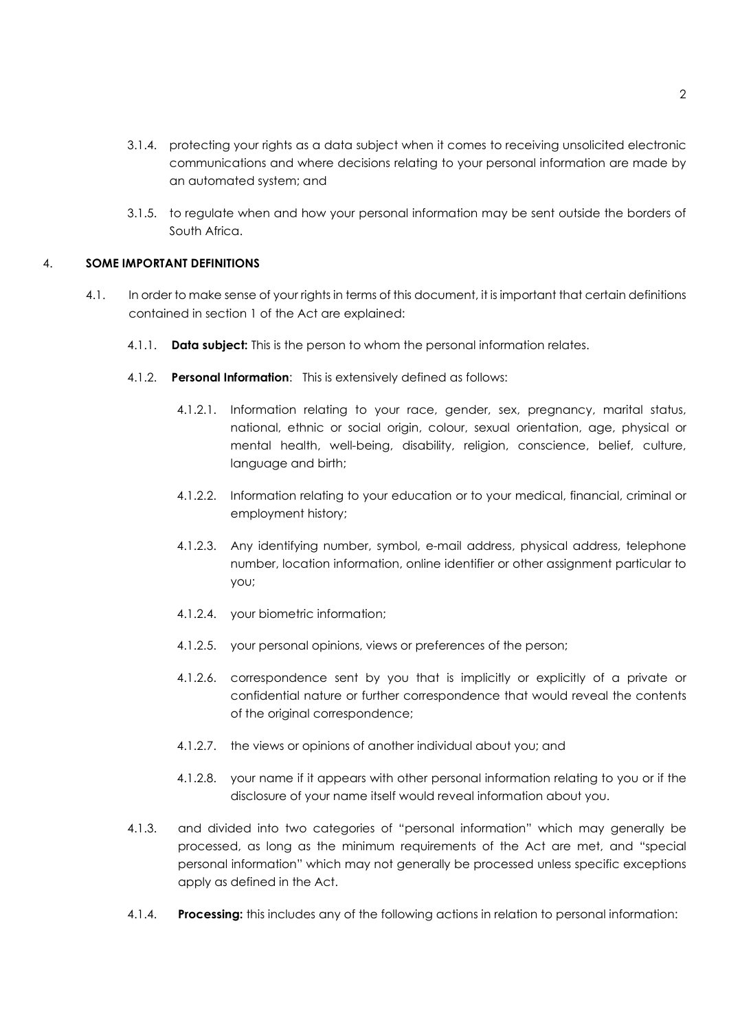3.1.4. protecting your rights as a data subject when it comes to receiving unsolicited electronic communications and where decisions relating to your personal information are made by an automated system; and

3.1.5. to regulate when and how your personal information may be sent outside the borders of South Africa.

## 4. SOME IMPORTANT DEFINITIONS

4.1. In order to make sense of your rights in terms of this document, it is important that certain definitions contained in section 1 of the Act are explained:

4.1.1. **Data subject:** This is the person to whom the personal information relates.

4.1.2. **Personal Information**: This is extensively defined as follows:

4.1.2.1. Information relating to your race, gender, sex, pregnancy, marital status, national, ethnic or social origin, colour, sexual orientation, age, physical or mental health, well-being, disability, religion, conscience, belief, culture, language and birth;

4.1.2.2. Information relating to your education or to your medical, financial, criminal or employment history;

4.1.2.3. Any identifying number, symbol, e-mail address, physical address, telephone number, location information, online identifier or other assignment particular to you;

4.1.2.4. your biometric information;

4.1.2.5. your personal opinions, views or preferences of the person;

4.1.2.6. correspondence sent by you that is implicitly or explicitly of a private or confidential nature or further correspondence that would reveal the contents of the original correspondence;

4.1.2.7. the views or opinions of another individual about you; and

4.1.2.8. your name if it appears with other personal information relating to you or if the disclosure of your name itself would reveal information about you.

4.1.3. and divided into two categories of "personal information" which may generally be processed, as long as the minimum requirements of the Act are met, and "special personal information" which may not generally be processed unless specific exceptions apply as defined in the Act.

4.1.4. **Processing:** this includes any of the following actions in relation to personal information: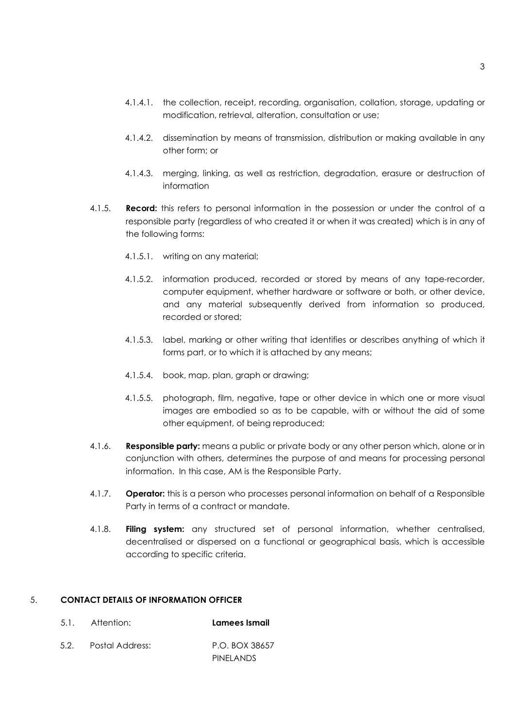4.1.4.1. the collection, receipt, recording, organisation, collation, storage, updating or modification, retrieval, alteration, consultation or use;

4.1.4.2. dissemination by means of transmission, distribution or making available in any other form; or

4.1.4.3. merging, linking, as well as restriction, degradation, erasure or destruction of information

4.1.5. **Record:** this refers to personal information in the possession or under the control of a responsible party (regardless of who created it or when it was created) which is in any of the following forms:

4.1.5.1. writing on any material;

4.1.5.2. information produced, recorded or stored by means of any tape-recorder, computer equipment, whether hardware or software or both, or other device, and any material subsequently derived from information so produced, recorded or stored;

4.1.5.3. label, marking or other writing that identifies or describes anything of which it forms part, or to which it is attached by any means;

4.1.5.4. book, map, plan, graph or drawing;

4.1.5.5. photograph, film, negative, tape or other device in which one or more visual images are embodied so as to be capable, with or without the aid of some other equipment, of being reproduced;

4.1.6. **Responsible party:** means a public or private body or any other person which, alone or in conjunction with others, determines the purpose of and means for processing personal information. In this case, AM is the Responsible Party.

4.1.7. **Operator:** this is a person who processes personal information on behalf of a Responsible Party in terms of a contract or mandate.

4.1.8. **Filing system:** any structured set of personal information, whether centralised, decentralised or dispersed on a functional or geographical basis, which is accessible according to specific criteria.

5. **CONTACT DETAILS OF INFORMATION OFFICER**

5.1. Attention: **Lamees Ismail**

5.2. Postal Address: P.O. BOX 38657
PINELANDS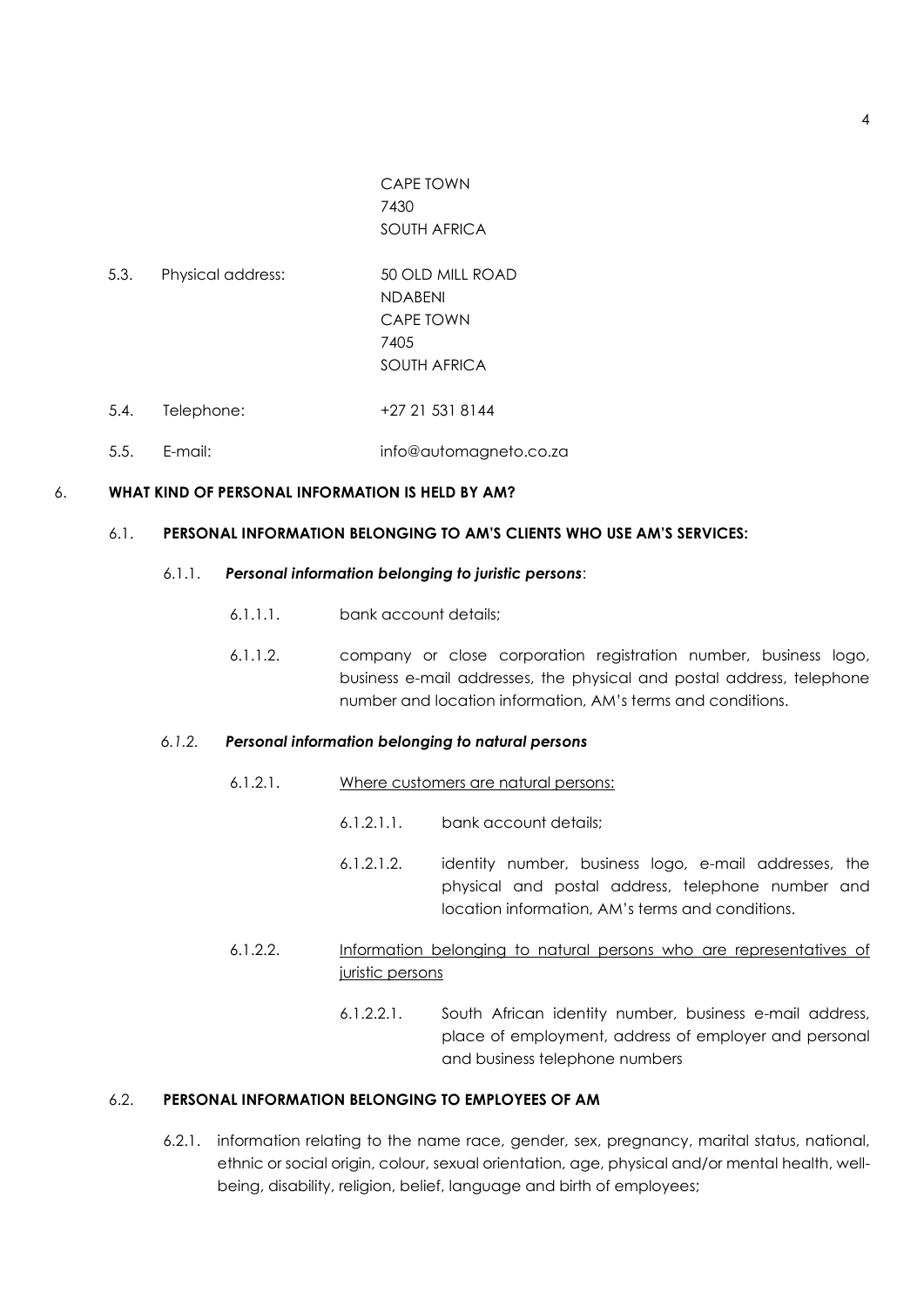CAPE TOWN
7430
SOUTH AFRICA

5.3. Physical address: 50 OLD MILL ROAD
NDABENI
CAPE TOWN
7405
SOUTH AFRICA

5.4. Telephone: +27 21 531 8144

5.5. E-mail: info@automagneto.co.za

6. **WHAT KIND OF PERSONAL INFORMATION IS HELD BY AM?**

6.1. **PERSONAL INFORMATION BELONGING TO AM'S CLIENTS WHO USE AM'S SERVICES:**

6.1.1. ***Personal information belonging to juristic persons***:

6.1.1.1. bank account details;

6.1.1.2. company or close corporation registration number, business logo, business e-mail addresses, the physical and postal address, telephone number and location information, AM's terms and conditions.

*6.1.2.* ***Personal information belonging to natural persons***

6.1.2.1. Where customers are natural persons:

6.1.2.1.1. bank account details;

6.1.2.1.2. identity number, business logo, e-mail addresses, the physical and postal address, telephone number and location information, AM's terms and conditions.

6.1.2.2. Information belonging to natural persons who are representatives of juristic persons

6.1.2.2.1. South African identity number, business e-mail address, place of employment, address of employer and personal and business telephone numbers

6.2. **PERSONAL INFORMATION BELONGING TO EMPLOYEES OF AM**

6.2.1. information relating to the name race, gender, sex, pregnancy, marital status, national, ethnic or social origin, colour, sexual orientation, age, physical and/or mental health, well-being, disability, religion, belief, language and birth of employees;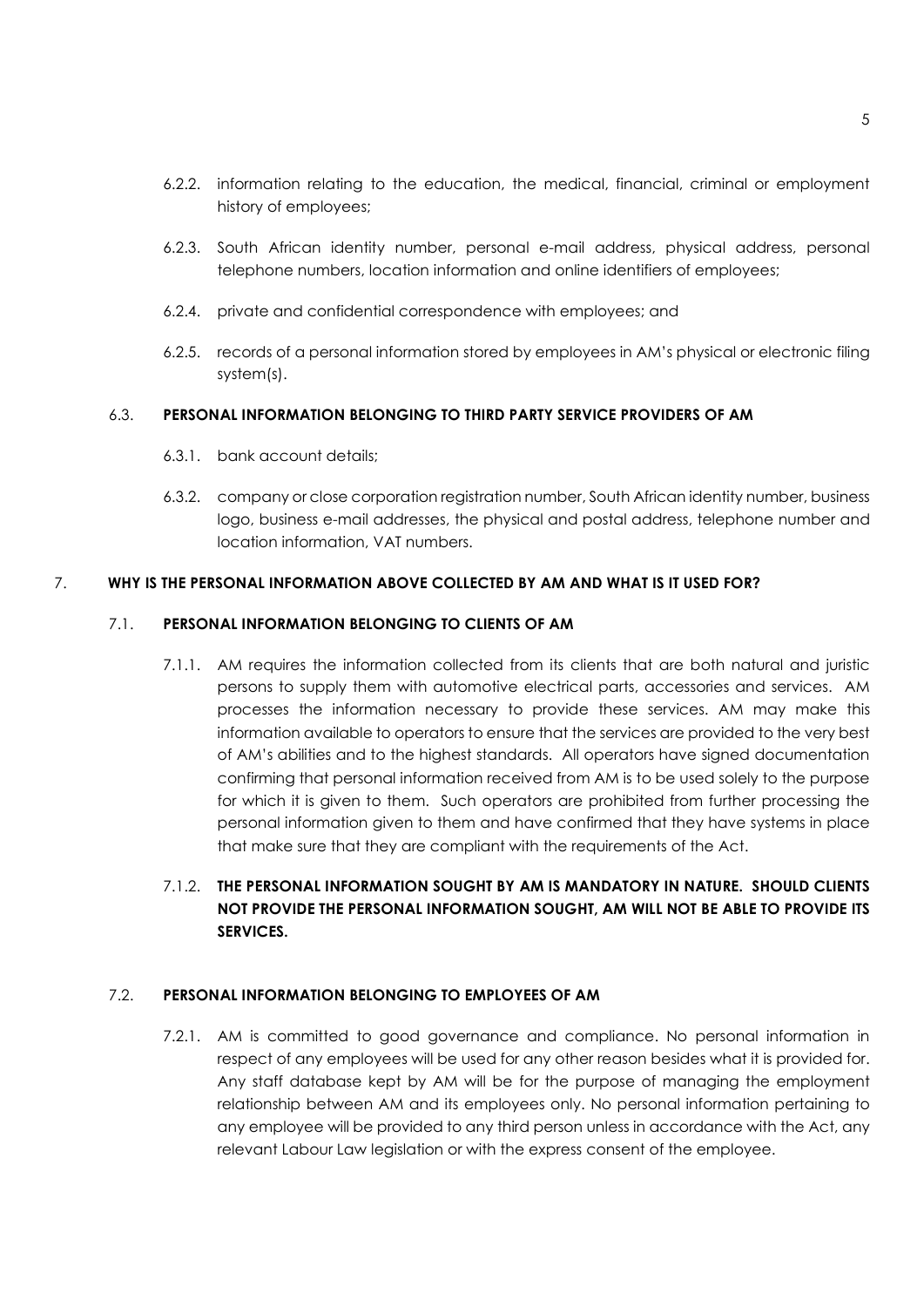6.2.2. information relating to the education, the medical, financial, criminal or employment history of employees;

6.2.3. South African identity number, personal e-mail address, physical address, personal telephone numbers, location information and online identifiers of employees;

6.2.4. private and confidential correspondence with employees; and

6.2.5. records of a personal information stored by employees in AM's physical or electronic filing system(s).

### 6.3. PERSONAL INFORMATION BELONGING TO THIRD PARTY SERVICE PROVIDERS OF AM

6.3.1. bank account details;

6.3.2. company or close corporation registration number, South African identity number, business logo, business e-mail addresses, the physical and postal address, telephone number and location information, VAT numbers.

## 7. WHY IS THE PERSONAL INFORMATION ABOVE COLLECTED BY AM AND WHAT IS IT USED FOR?

### 7.1. PERSONAL INFORMATION BELONGING TO CLIENTS OF AM

7.1.1. AM requires the information collected from its clients that are both natural and juristic persons to supply them with automotive electrical parts, accessories and services. AM processes the information necessary to provide these services. AM may make this information available to operators to ensure that the services are provided to the very best of AM's abilities and to the highest standards. All operators have signed documentation confirming that personal information received from AM is to be used solely to the purpose for which it is given to them. Such operators are prohibited from further processing the personal information given to them and have confirmed that they have systems in place that make sure that they are compliant with the requirements of the Act.

7.1.2. **THE PERSONAL INFORMATION SOUGHT BY AM IS MANDATORY IN NATURE. SHOULD CLIENTS NOT PROVIDE THE PERSONAL INFORMATION SOUGHT, AM WILL NOT BE ABLE TO PROVIDE ITS SERVICES.**

### 7.2. PERSONAL INFORMATION BELONGING TO EMPLOYEES OF AM

7.2.1. AM is committed to good governance and compliance. No personal information in respect of any employees will be used for any other reason besides what it is provided for. Any staff database kept by AM will be for the purpose of managing the employment relationship between AM and its employees only. No personal information pertaining to any employee will be provided to any third person unless in accordance with the Act, any relevant Labour Law legislation or with the express consent of the employee.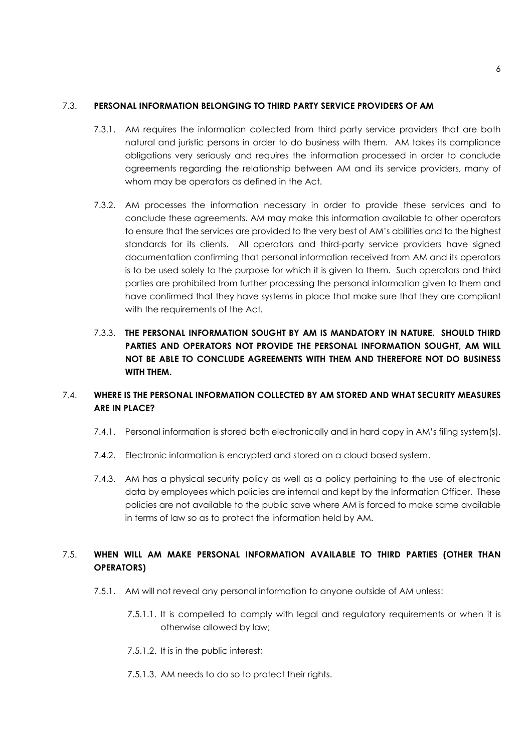### 7.3. PERSONAL INFORMATION BELONGING TO THIRD PARTY SERVICE PROVIDERS OF AM

7.3.1. AM requires the information collected from third party service providers that are both natural and juristic persons in order to do business with them. AM takes its compliance obligations very seriously and requires the information processed in order to conclude agreements regarding the relationship between AM and its service providers, many of whom may be operators as defined in the Act.

7.3.2. AM processes the information necessary in order to provide these services and to conclude these agreements. AM may make this information available to other operators to ensure that the services are provided to the very best of AM's abilities and to the highest standards for its clients. All operators and third-party service providers have signed documentation confirming that personal information received from AM and its operators is to be used solely to the purpose for which it is given to them. Such operators and third parties are prohibited from further processing the personal information given to them and have confirmed that they have systems in place that make sure that they are compliant with the requirements of the Act.

7.3.3. **THE PERSONAL INFORMATION SOUGHT BY AM IS MANDATORY IN NATURE. SHOULD THIRD PARTIES AND OPERATORS NOT PROVIDE THE PERSONAL INFORMATION SOUGHT, AM WILL NOT BE ABLE TO CONCLUDE AGREEMENTS WITH THEM AND THEREFORE NOT DO BUSINESS WITH THEM.**

### 7.4. WHERE IS THE PERSONAL INFORMATION COLLECTED BY AM STORED AND WHAT SECURITY MEASURES ARE IN PLACE?

7.4.1. Personal information is stored both electronically and in hard copy in AM's filing system(s).

7.4.2. Electronic information is encrypted and stored on a cloud based system.

7.4.3. AM has a physical security policy as well as a policy pertaining to the use of electronic data by employees which policies are internal and kept by the Information Officer. These policies are not available to the public save where AM is forced to make same available in terms of law so as to protect the information held by AM.

### 7.5. WHEN WILL AM MAKE PERSONAL INFORMATION AVAILABLE TO THIRD PARTIES (OTHER THAN OPERATORS)

7.5.1. AM will not reveal any personal information to anyone outside of AM unless:

7.5.1.1. It is compelled to comply with legal and regulatory requirements or when it is otherwise allowed by law;

7.5.1.2. It is in the public interest;

7.5.1.3. AM needs to do so to protect their rights.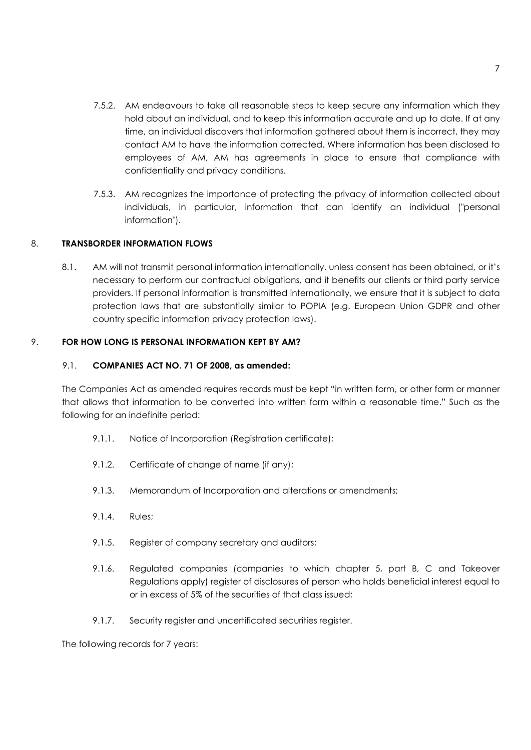7.5.2. AM endeavours to take all reasonable steps to keep secure any information which they hold about an individual, and to keep this information accurate and up to date. If at any time, an individual discovers that information gathered about them is incorrect, they may contact AM to have the information corrected. Where information has been disclosed to employees of AM, AM has agreements in place to ensure that compliance with confidentiality and privacy conditions.

7.5.3. AM recognizes the importance of protecting the privacy of information collected about individuals, in particular, information that can identify an individual ("personal information").

## 8. TRANSBORDER INFORMATION FLOWS

8.1. AM will not transmit personal information internationally, unless consent has been obtained, or it's necessary to perform our contractual obligations, and it benefits our clients or third party service providers. If personal information is transmitted internationally, we ensure that it is subject to data protection laws that are substantially similar to POPIA (e.g. European Union GDPR and other country specific information privacy protection laws).

## 9. FOR HOW LONG IS PERSONAL INFORMATION KEPT BY AM?

### 9.1. COMPANIES ACT NO. 71 OF 2008, as amended:

The Companies Act as amended requires records must be kept "in written form, or other form or manner that allows that information to be converted into written form within a reasonable time." Such as the following for an indefinite period:

9.1.1. Notice of Incorporation (Registration certificate);

9.1.2. Certificate of change of name (if any);

9.1.3. Memorandum of Incorporation and alterations or amendments;

9.1.4. Rules;

9.1.5. Register of company secretary and auditors;

9.1.6. Regulated companies (companies to which chapter 5, part B, C and Takeover Regulations apply) register of disclosures of person who holds beneficial interest equal to or in excess of 5% of the securities of that class issued;

9.1.7. Security register and uncertificated securities register.

The following records for 7 years: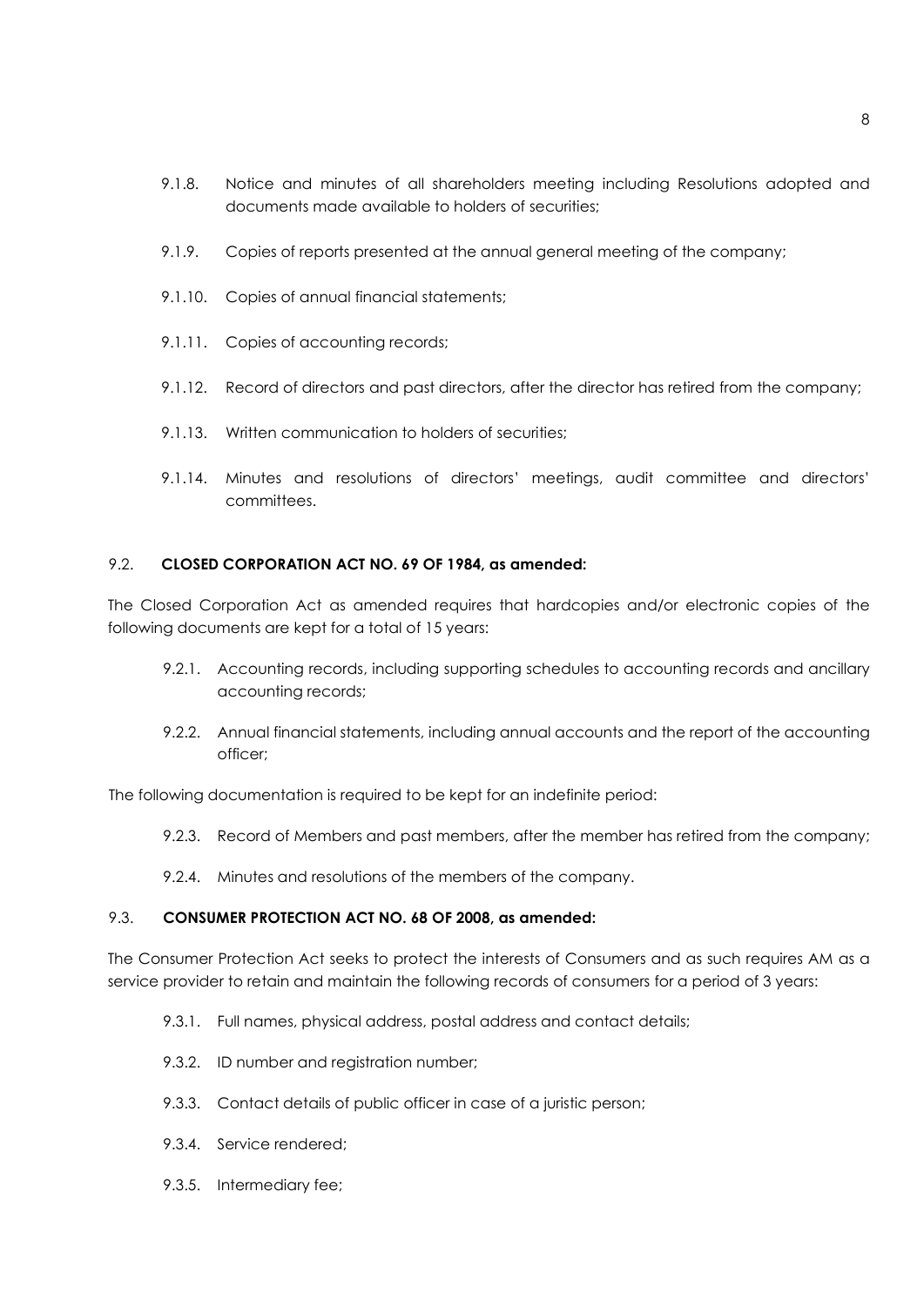9.1.8. Notice and minutes of all shareholders meeting including Resolutions adopted and documents made available to holders of securities;

9.1.9. Copies of reports presented at the annual general meeting of the company;

9.1.10. Copies of annual financial statements;

9.1.11. Copies of accounting records;

9.1.12. Record of directors and past directors, after the director has retired from the company;

9.1.13. Written communication to holders of securities;

9.1.14. Minutes and resolutions of directors' meetings, audit committee and directors' committees.

### 9.2. **CLOSED CORPORATION ACT NO. 69 OF 1984, as amended:**

The Closed Corporation Act as amended requires that hardcopies and/or electronic copies of the following documents are kept for a total of 15 years:

9.2.1. Accounting records, including supporting schedules to accounting records and ancillary accounting records;

9.2.2. Annual financial statements, including annual accounts and the report of the accounting officer;

The following documentation is required to be kept for an indefinite period:

9.2.3. Record of Members and past members, after the member has retired from the company;

9.2.4. Minutes and resolutions of the members of the company.

### 9.3. **CONSUMER PROTECTION ACT NO. 68 OF 2008, as amended:**

The Consumer Protection Act seeks to protect the interests of Consumers and as such requires AM as a service provider to retain and maintain the following records of consumers for a period of 3 years:

9.3.1. Full names, physical address, postal address and contact details;

9.3.2. ID number and registration number;

9.3.3. Contact details of public officer in case of a juristic person;

9.3.4. Service rendered;

9.3.5. Intermediary fee;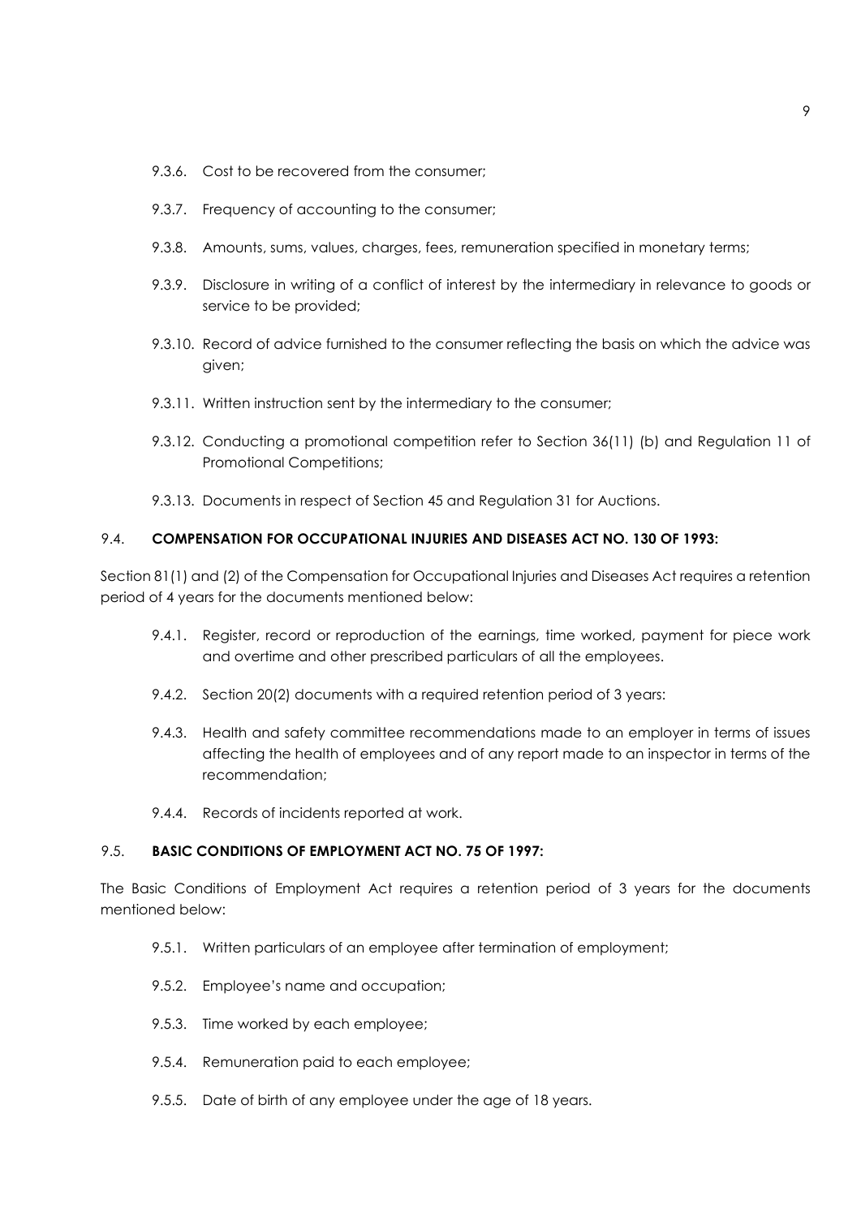9.3.6. Cost to be recovered from the consumer;

9.3.7. Frequency of accounting to the consumer;

9.3.8. Amounts, sums, values, charges, fees, remuneration specified in monetary terms;

9.3.9. Disclosure in writing of a conflict of interest by the intermediary in relevance to goods or service to be provided;

9.3.10. Record of advice furnished to the consumer reflecting the basis on which the advice was given;

9.3.11. Written instruction sent by the intermediary to the consumer;

9.3.12. Conducting a promotional competition refer to Section 36(11) (b) and Regulation 11 of Promotional Competitions;

9.3.13. Documents in respect of Section 45 and Regulation 31 for Auctions.

### 9.4. **COMPENSATION FOR OCCUPATIONAL INJURIES AND DISEASES ACT NO. 130 OF 1993:**

Section 81(1) and (2) of the Compensation for Occupational Injuries and Diseases Act requires a retention period of 4 years for the documents mentioned below:

9.4.1. Register, record or reproduction of the earnings, time worked, payment for piece work and overtime and other prescribed particulars of all the employees.

9.4.2. Section 20(2) documents with a required retention period of 3 years:

9.4.3. Health and safety committee recommendations made to an employer in terms of issues affecting the health of employees and of any report made to an inspector in terms of the recommendation;

9.4.4. Records of incidents reported at work.

### 9.5. **BASIC CONDITIONS OF EMPLOYMENT ACT NO. 75 OF 1997:**

The Basic Conditions of Employment Act requires a retention period of 3 years for the documents mentioned below:

9.5.1. Written particulars of an employee after termination of employment;

9.5.2. Employee's name and occupation;

9.5.3. Time worked by each employee;

9.5.4. Remuneration paid to each employee;

9.5.5. Date of birth of any employee under the age of 18 years.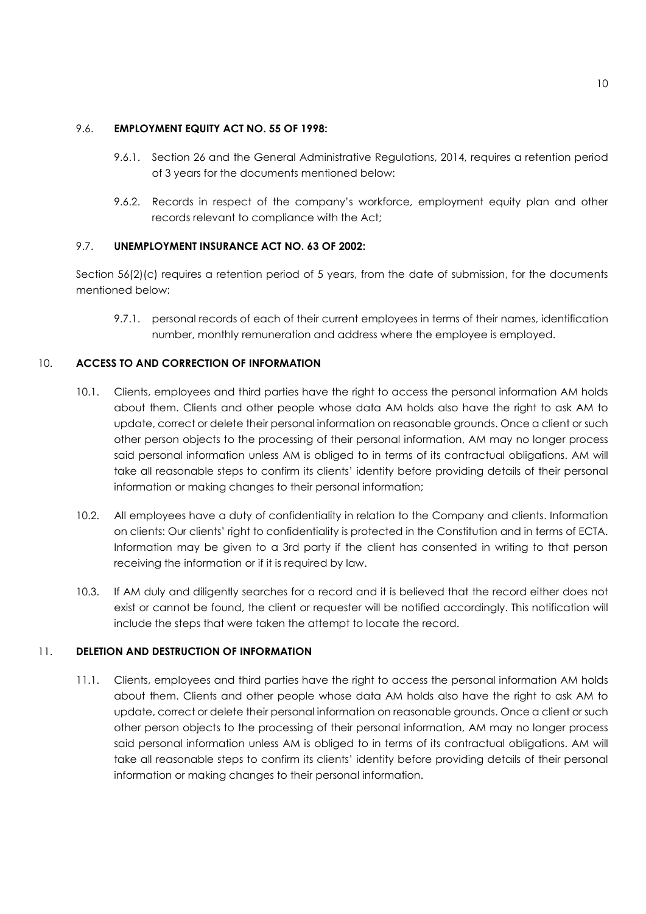9.6. **EMPLOYMENT EQUITY ACT NO. 55 OF 1998:**

9.6.1. Section 26 and the General Administrative Regulations, 2014, requires a retention period of 3 years for the documents mentioned below:

9.6.2. Records in respect of the company's workforce, employment equity plan and other records relevant to compliance with the Act;

9.7. **UNEMPLOYMENT INSURANCE ACT NO. 63 OF 2002:**

Section 56(2)(c) requires a retention period of 5 years, from the date of submission, for the documents mentioned below:

9.7.1. personal records of each of their current employees in terms of their names, identification number, monthly remuneration and address where the employee is employed.

10. **ACCESS TO AND CORRECTION OF INFORMATION**

10.1. Clients, employees and third parties have the right to access the personal information AM holds about them. Clients and other people whose data AM holds also have the right to ask AM to update, correct or delete their personal information on reasonable grounds. Once a client or such other person objects to the processing of their personal information, AM may no longer process said personal information unless AM is obliged to in terms of its contractual obligations. AM will take all reasonable steps to confirm its clients' identity before providing details of their personal information or making changes to their personal information;

10.2. All employees have a duty of confidentiality in relation to the Company and clients. Information on clients: Our clients' right to confidentiality is protected in the Constitution and in terms of ECTA. Information may be given to a 3rd party if the client has consented in writing to that person receiving the information or if it is required by law.

10.3. If AM duly and diligently searches for a record and it is believed that the record either does not exist or cannot be found, the client or requester will be notified accordingly. This notification will include the steps that were taken the attempt to locate the record.

11. **DELETION AND DESTRUCTION OF INFORMATION**

11.1. Clients, employees and third parties have the right to access the personal information AM holds about them. Clients and other people whose data AM holds also have the right to ask AM to update, correct or delete their personal information on reasonable grounds. Once a client or such other person objects to the processing of their personal information, AM may no longer process said personal information unless AM is obliged to in terms of its contractual obligations. AM will take all reasonable steps to confirm its clients' identity before providing details of their personal information or making changes to their personal information.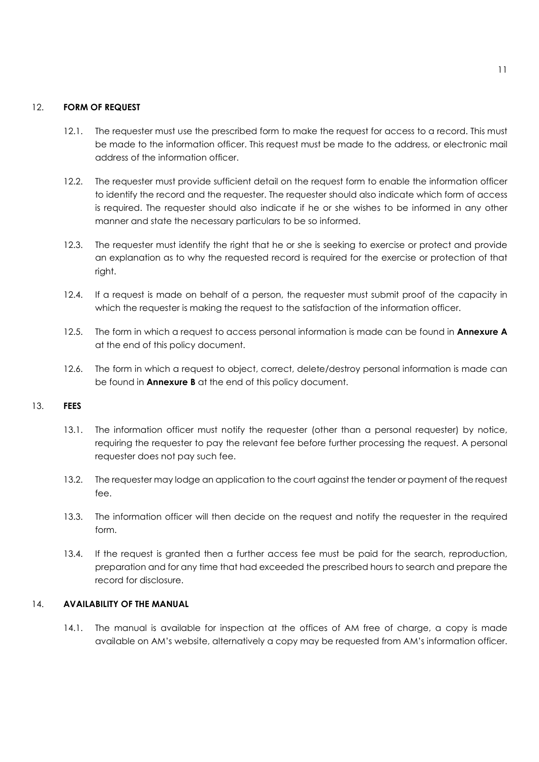## 12. FORM OF REQUEST

12.1. The requester must use the prescribed form to make the request for access to a record. This must be made to the information officer. This request must be made to the address, or electronic mail address of the information officer.

12.2. The requester must provide sufficient detail on the request form to enable the information officer to identify the record and the requester. The requester should also indicate which form of access is required. The requester should also indicate if he or she wishes to be informed in any other manner and state the necessary particulars to be so informed.

12.3. The requester must identify the right that he or she is seeking to exercise or protect and provide an explanation as to why the requested record is required for the exercise or protection of that right.

12.4. If a request is made on behalf of a person, the requester must submit proof of the capacity in which the requester is making the request to the satisfaction of the information officer.

12.5. The form in which a request to access personal information is made can be found in **Annexure A** at the end of this policy document.

12.6. The form in which a request to object, correct, delete/destroy personal information is made can be found in **Annexure B** at the end of this policy document.

## 13. FEES

13.1. The information officer must notify the requester (other than a personal requester) by notice, requiring the requester to pay the relevant fee before further processing the request. A personal requester does not pay such fee.

13.2. The requester may lodge an application to the court against the tender or payment of the request fee.

13.3. The information officer will then decide on the request and notify the requester in the required form.

13.4. If the request is granted then a further access fee must be paid for the search, reproduction, preparation and for any time that had exceeded the prescribed hours to search and prepare the record for disclosure.

## 14. AVAILABILITY OF THE MANUAL

14.1. The manual is available for inspection at the offices of AM free of charge, a copy is made available on AM's website, alternatively a copy may be requested from AM's information officer.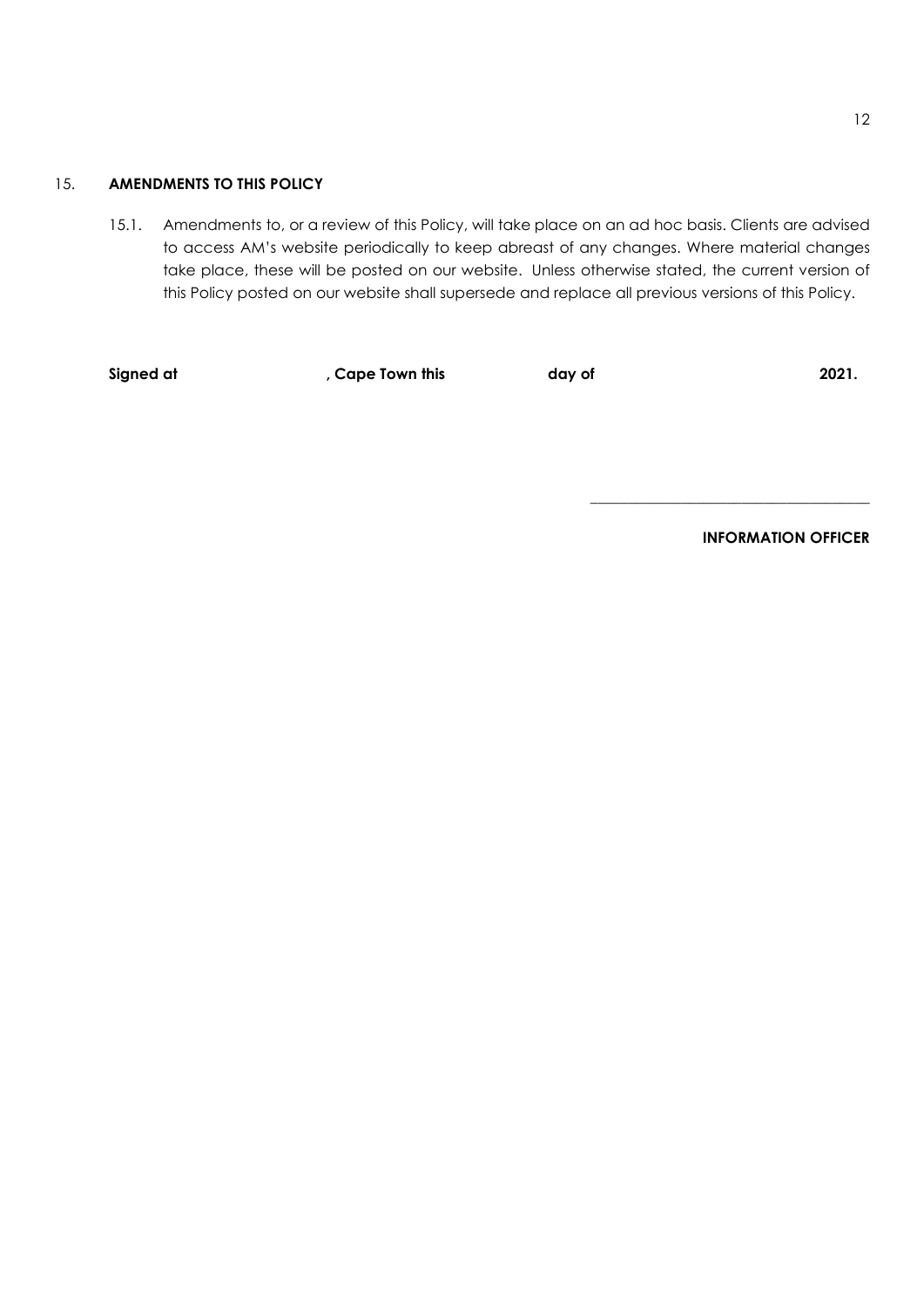## 15. AMENDMENTS TO THIS POLICY

15.1. Amendments to, or a review of this Policy, will take place on an ad hoc basis. Clients are advised to access AM's website periodically to keep abreast of any changes. Where material changes take place, these will be posted on our website. Unless otherwise stated, the current version of this Policy posted on our website shall supersede and replace all previous versions of this Policy.

**Signed at , Cape Town this day of 2021.**

\_\_\_\_\_\_\_\_\_\_\_\_\_\_\_\_\_\_\_\_\_\_\_\_\_\_\_\_\_\_\_\_\_\_\_\_

**INFORMATION OFFICER**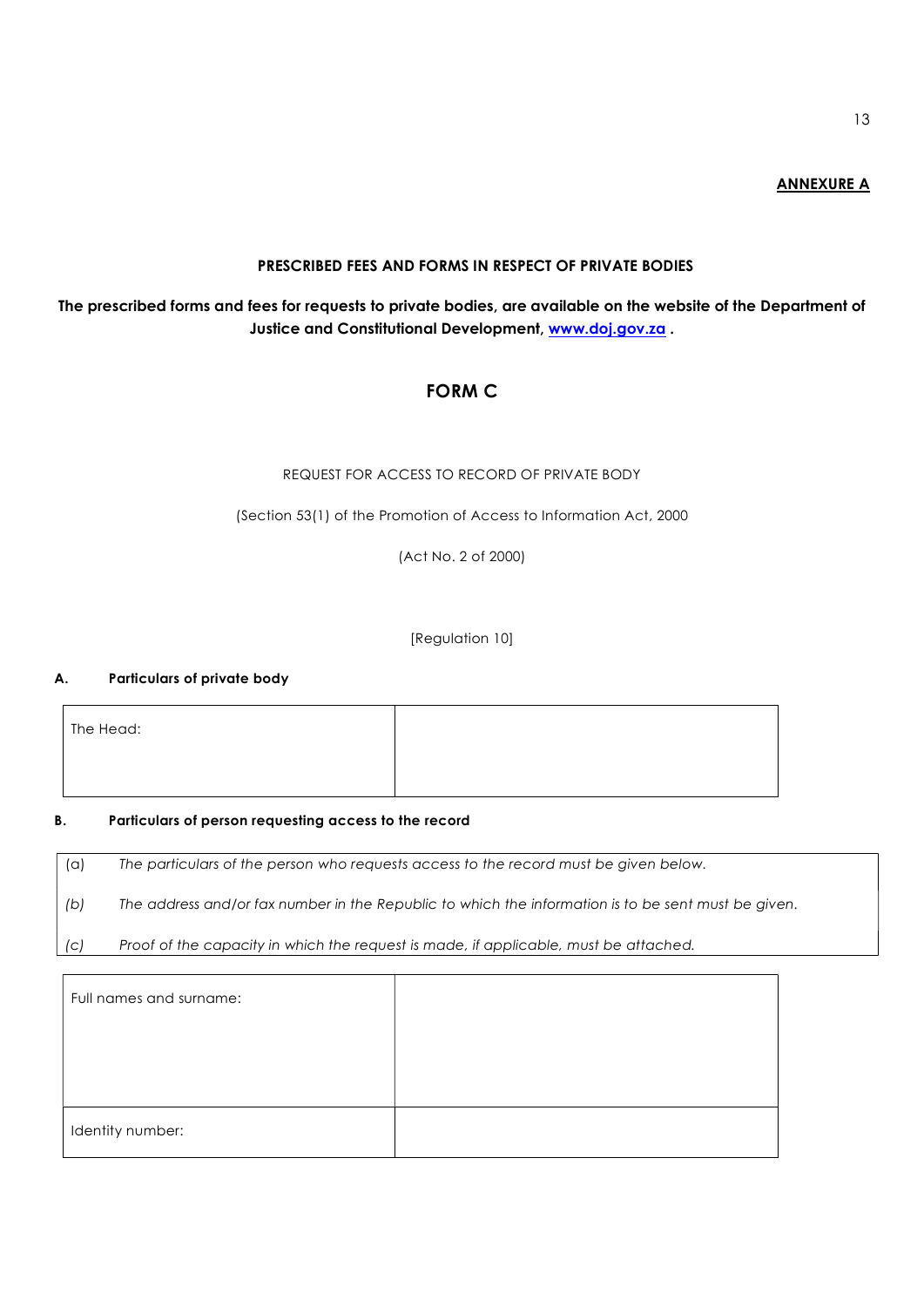**ANNEXURE A**

**PRESCRIBED FEES AND FORMS IN RESPECT OF PRIVATE BODIES**

**The prescribed forms and fees for requests to private bodies, are available on the website of the Department of Justice and Constitutional Development, [www.doj.gov.za](http://www.doj.gov.za) .**

## FORM C

REQUEST FOR ACCESS TO RECORD OF PRIVATE BODY

(Section 53(1) of the Promotion of Access to Information Act, 2000

(Act No. 2 of 2000)

[Regulation 10]

### A. Particulars of private body

| The Head: | |
|---|---|

### B. Particulars of person requesting access to the record

(a) *The particulars of the person who requests access to the record must be given below.*

*(b) The address and/or fax number in the Republic to which the information is to be sent must be given.*

*(c) Proof of the capacity in which the request is made, if applicable, must be attached.*

| Full names and surname: | |
|---|---|
| Identity number: | |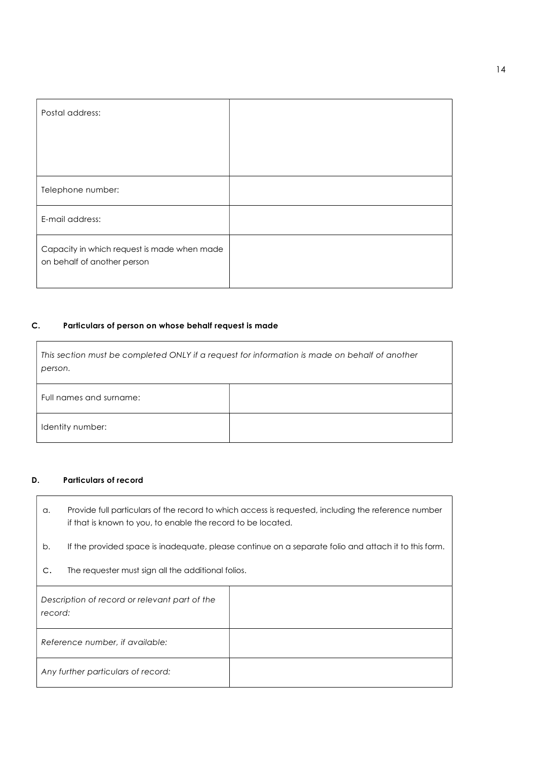| Postal address: | |
| --- | --- |
| Telephone number: | |
| E-mail address: | |
| Capacity in which request is made when made on behalf of another person | |

### C. Particulars of person on whose behalf request is made

| *This section must be completed ONLY if a request for information is made on behalf of another person.* | |
| --- | --- |
| Full names and surname: | |
| Identity number: | |

### D. Particulars of record

a. Provide full particulars of the record to which access is requested, including the reference number if that is known to you, to enable the record to be located.

b. If the provided space is inadequate, please continue on a separate folio and attach it to this form.

c. The requester must sign all the additional folios.

| *Description of record or relevant part of the record:* | |
| --- | --- |
| *Reference number, if available:* | |
| *Any further particulars of record:* | |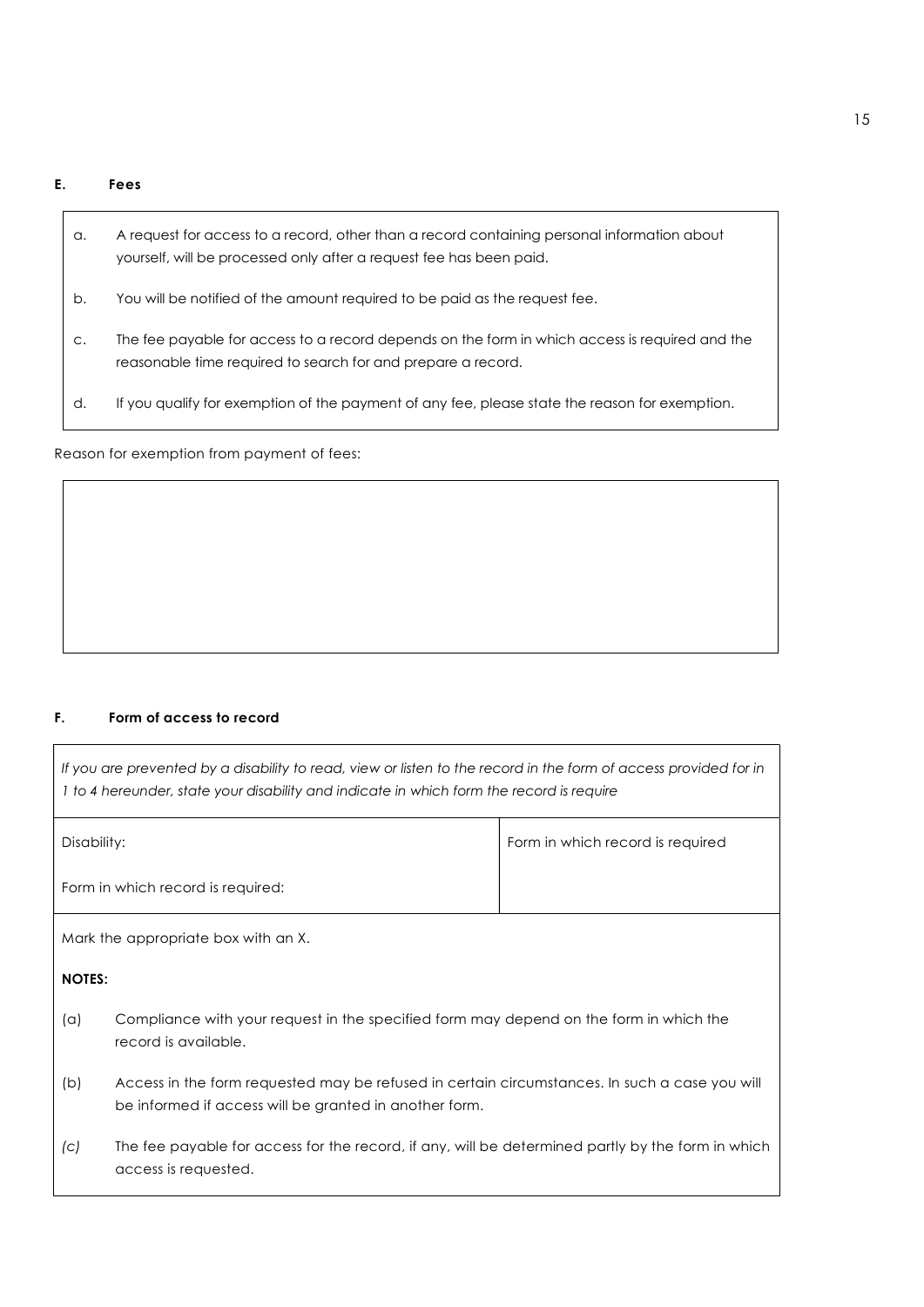### E. Fees

a. A request for access to a record, other than a record containing personal information about yourself, will be processed only after a request fee has been paid.

b. You will be notified of the amount required to be paid as the request fee.

c. The fee payable for access to a record depends on the form in which access is required and the reasonable time required to search for and prepare a record.

d. If you qualify for exemption of the payment of any fee, please state the reason for exemption.

Reason for exemption from payment of fees:

| |
|---|
| |

### F. Form of access to record

*If you are prevented by a disability to read, view or listen to the record in the form of access provided for in 1 to 4 hereunder, state your disability and indicate in which form the record is require*

| Disability: | Form in which record is required |
|---|---|
| Form in which record is required: | |

Mark the appropriate box with an X.

**NOTES:**

(a) Compliance with your request in the specified form may depend on the form in which the record is available.

(b) Access in the form requested may be refused in certain circumstances. In such a case you will be informed if access will be granted in another form.

*(c)* The fee payable for access for the record, if any, will be determined partly by the form in which access is requested.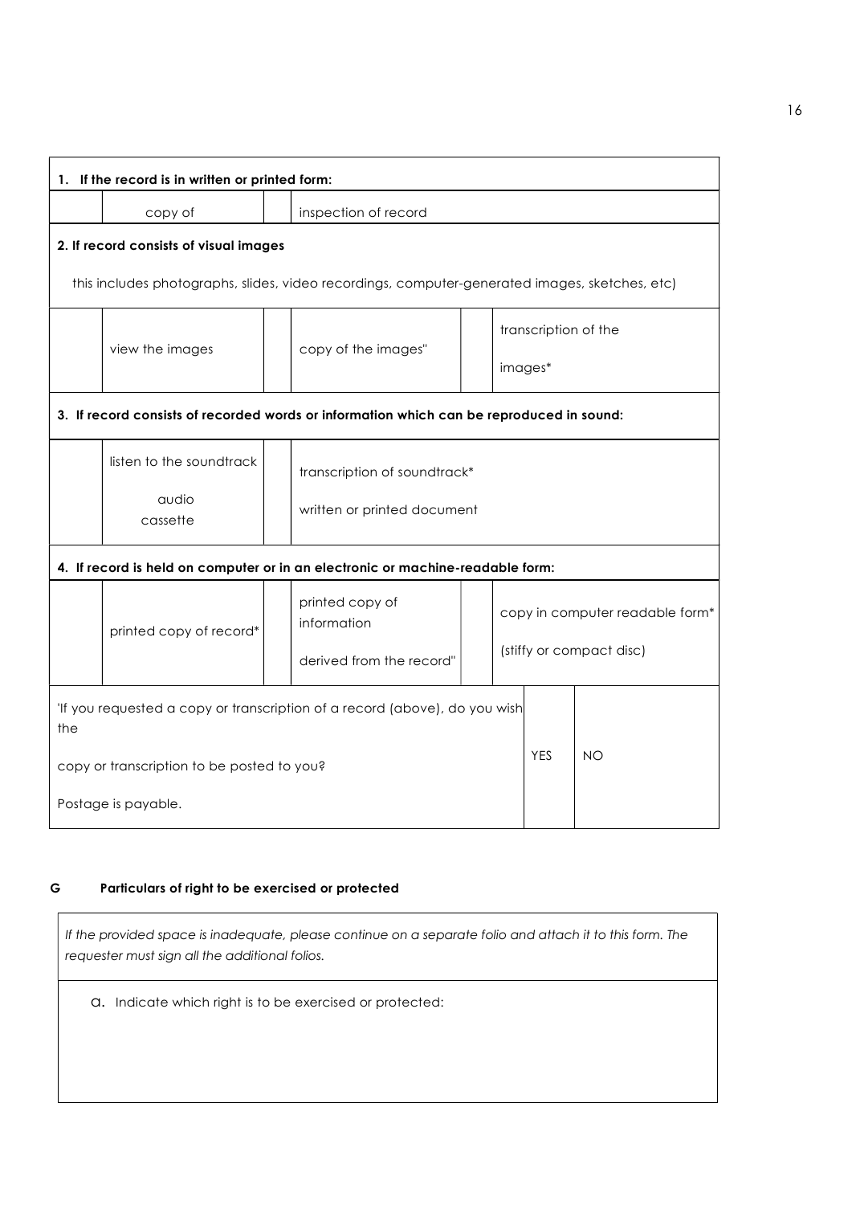| **1. If the record is in written or printed form:** | | | | | | |
|---|---|---|---|---|---|---|
| | copy of | | inspection of record | | | |
| **2. If record consists of visual images** | | | | | | |
| this includes photographs, slides, video recordings, computer-generated images, sketches, etc) | | | | | | |
| | view the images | | copy of the images" | | transcription of the images* | |
| **3. If record consists of recorded words or information which can be reproduced in sound:** | | | | | | |
| | listen to the soundtrack audio cassette | | transcription of soundtrack* written or printed document | | | |
| **4. If record is held on computer or in an electronic or machine-readable form:** | | | | | | |
| | printed copy of record* | | printed copy of information derived from the record" | | copy in computer readable form* (stiffy or compact disc) | |
| 'If you requested a copy or transcription of a record (above), do you wish the copy or transcription to be posted to you? Postage is payable. | | | | | YES | NO |

**G Particulars of right to be exercised or protected**

| *If the provided space is inadequate, please continue on a separate folio and attach it to this form. The requester must sign all the additional folios.* |
|---|
| a. Indicate which right is to be exercised or protected: |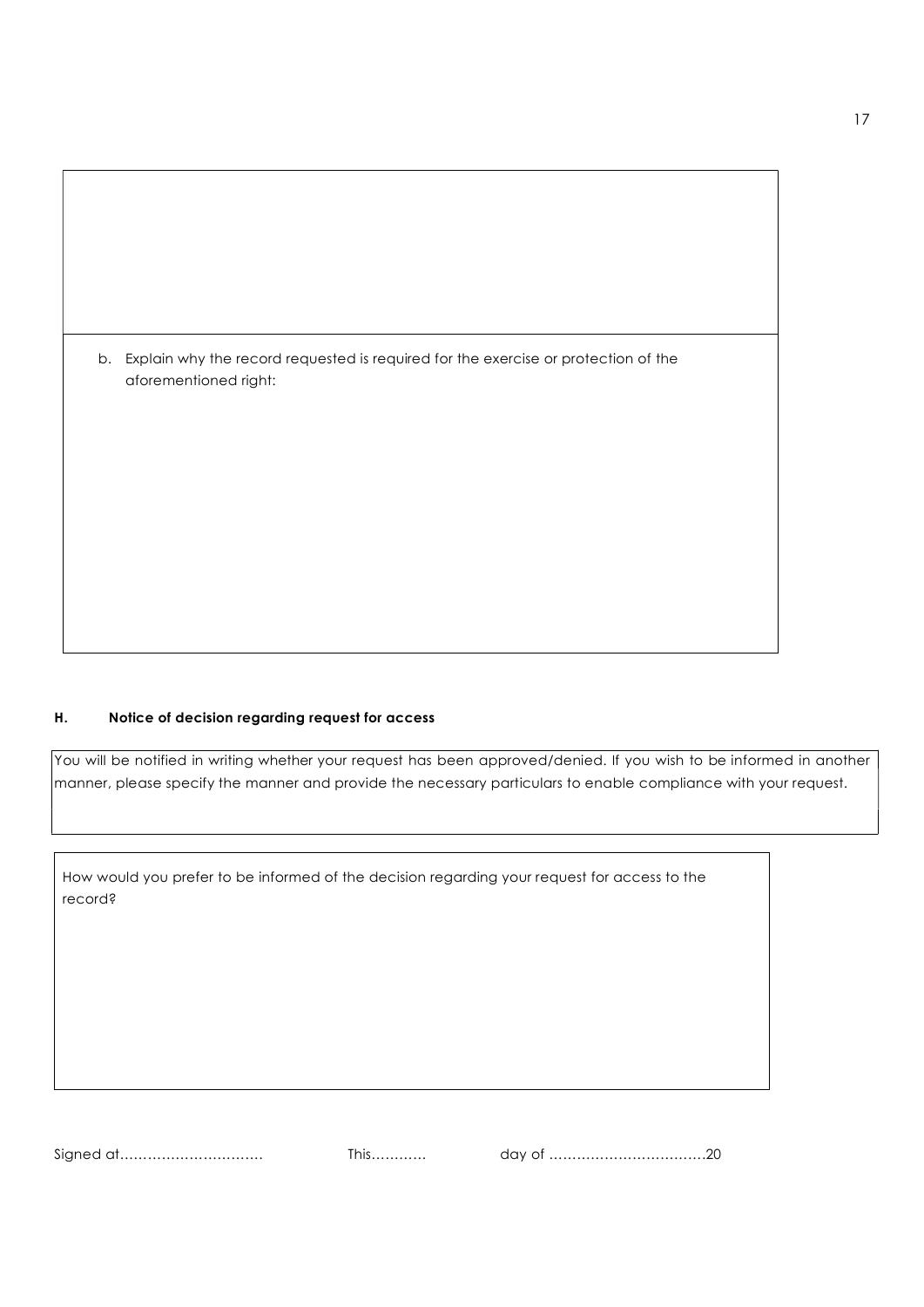b. Explain why the record requested is required for the exercise or protection of the aforementioned right:

### H. Notice of decision regarding request for access

You will be notified in writing whether your request has been approved/denied. If you wish to be informed in another manner, please specify the manner and provide the necessary particulars to enable compliance with your request.

How would you prefer to be informed of the decision regarding your request for access to the record?

Signed at………………………… This………… day of ……………………………20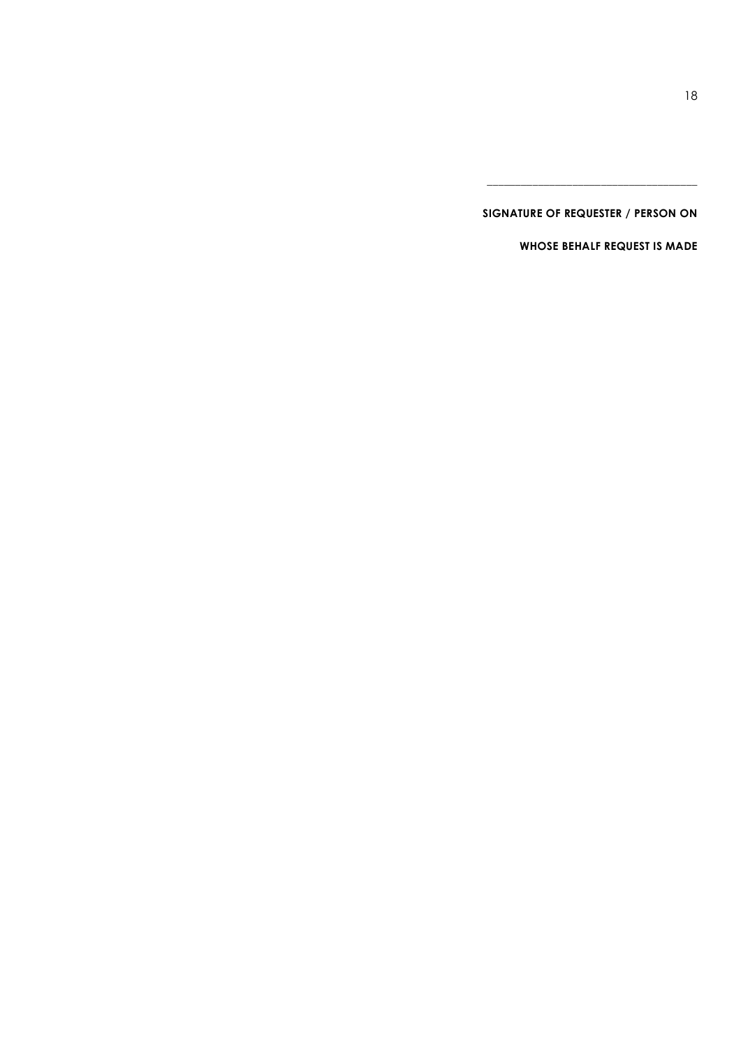\_\_\_\_\_\_\_\_\_\_\_\_\_\_\_\_\_\_\_\_\_\_\_\_\_\_\_\_\_\_\_\_\_\_\_\_

**SIGNATURE OF REQUESTER / PERSON ON**

**WHOSE BEHALF REQUEST IS MADE**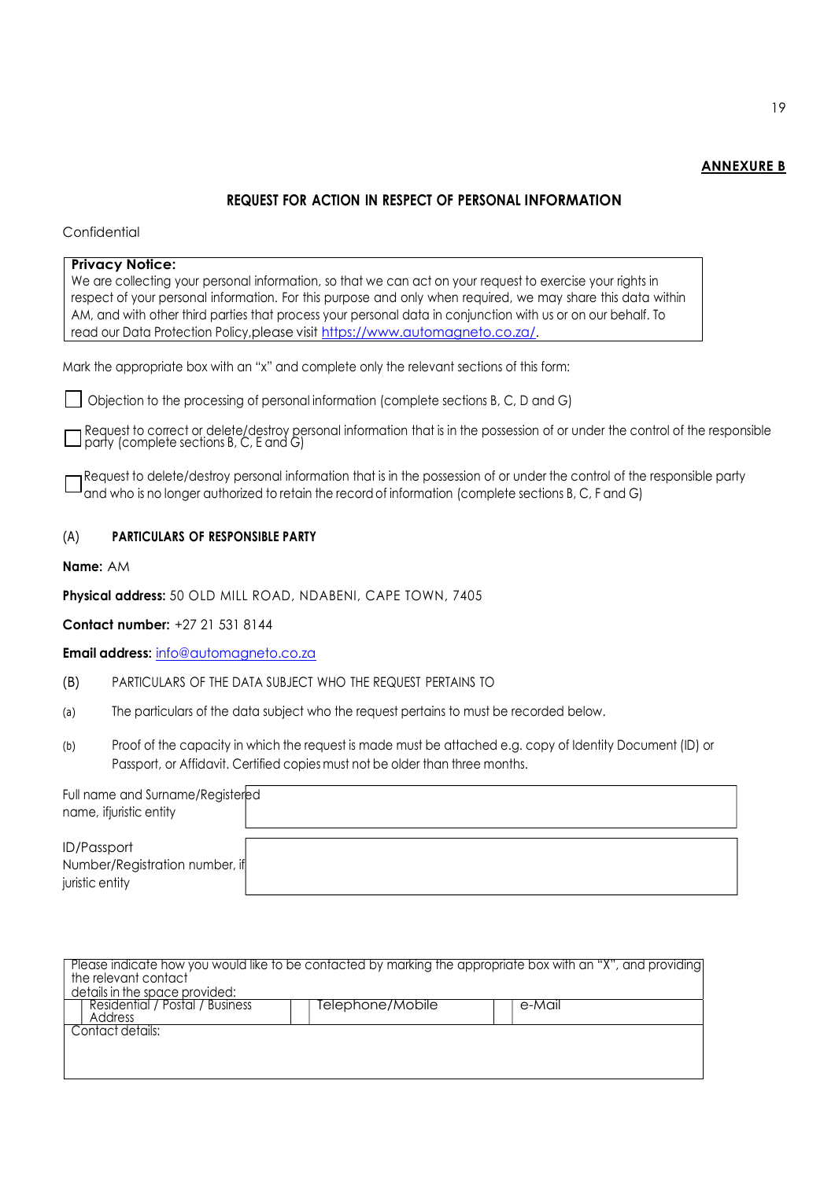**ANNEXURE B**

## REQUEST FOR ACTION IN RESPECT OF PERSONAL INFORMATION

Confidential

| **Privacy Notice:** |
|---|
| We are collecting your personal information, so that we can act on your request to exercise your rights in respect of your personal information. For this purpose and only when required, we may share this data within AM, and with other third parties that process your personal data in conjunction with us or on our behalf. To read our Data Protection Policy,please visit [https://www.automagneto.co.za/](https://www.automagneto.co.za/). |

Mark the appropriate box with an "x" and complete only the relevant sections of this form:

☐ Objection to the processing of personal information (complete sections B, C, D and G)

☐ Request to correct or delete/destroy personal information that is in the possession of or under the control of the responsible party (complete sections B, C, E and G)

☐ Request to delete/destroy personal information that is in the possession of or under the control of the responsible party and who is no longer authorized to retain the record of information (complete sections B, C, F and G)

### (A) PARTICULARS OF RESPONSIBLE PARTY

**Name:** AM

**Physical address:** 50 OLD MILL ROAD, NDABENI, CAPE TOWN, 7405

**Contact number:** +27 21 531 8144

**Email address:** [info@automagneto.co.za](mailto:info@automagneto.co.za)

### (B) PARTICULARS OF THE DATA SUBJECT WHO THE REQUEST PERTAINS TO

(a) The particulars of the data subject who the request pertains to must be recorded below.

(b) Proof of the capacity in which the request is made must be attached e.g. copy of Identity Document (ID) or Passport, or Affidavit. Certified copies must not be older than three months.

| | |
|---|---|
| Full name and Surname/Registered name, ifjuristic entity | |
| ID/Passport Number/Registration number, if juristic entity | |

| Please indicate how you would like to be contacted by marking the appropriate box with an "X", and providing the relevant contact details in the space provided: | | | | | |
|---|---|---|---|---|---|
| ☐ | Residential / Postal / Business Address | ☐ | Telephone/Mobile | ☐ | e-Mail |
| Contact details: | | | | | |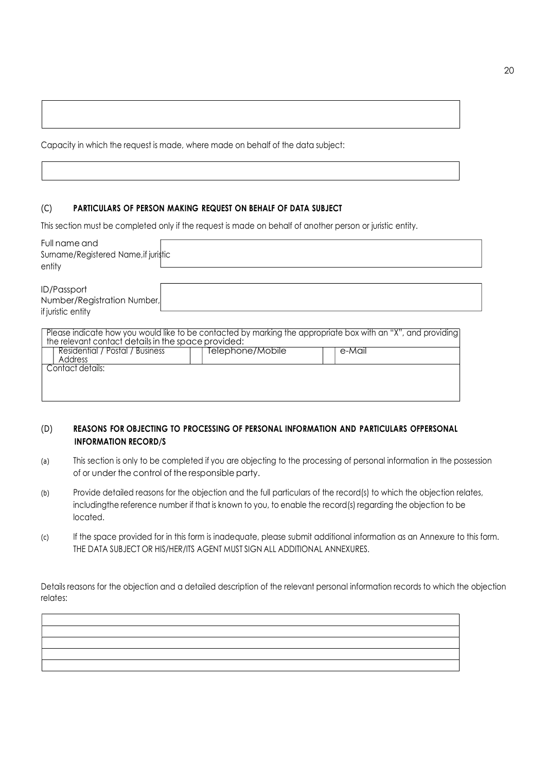| |
|---|
| |

Capacity in which the request is made, where made on behalf of the data subject:

| |
|---|
| |

## (C) PARTICULARS OF PERSON MAKING REQUEST ON BEHALF OF DATA SUBJECT

This section must be completed only if the request is made on behalf of another person or juristic entity.

| | |
|---|---|
| Full name and Surname/Registered Name, if juristic entity | |
| ID/Passport Number/Registration Number, if juristic entity | |

| Please indicate how you would like to be contacted by marking the appropriate box with an "X", and providing the relevant contact details in the space provided: | | | | | |
|---|---|---|---|---|---|
| | Residential / Postal / Business Address | | Telephone/Mobile | | e-Mail |
| Contact details: | | | | | |

## (D) REASONS FOR OBJECTING TO PROCESSING OF PERSONAL INFORMATION AND PARTICULARS OFPERSONAL INFORMATION RECORD/S

(a) This section is only to be completed if you are objecting to the processing of personal information in the possession of or under the control of the responsible party.

(b) Provide detailed reasons for the objection and the full particulars of the record(s) to which the objection relates, includingthe reference number if that is known to you, to enable the record(s) regarding the objection to be located.

(c) If the space provided for in this form is inadequate, please submit additional information as an Annexure to this form. THE DATA SUBJECT OR HIS/HER/ITS AGENT MUST SIGN ALL ADDITIONAL ANNEXURES.

Details reasons for the objection and a detailed description of the relevant personal information records to which the objection relates:

| |
|---|
| |
| |
| |
| |
| |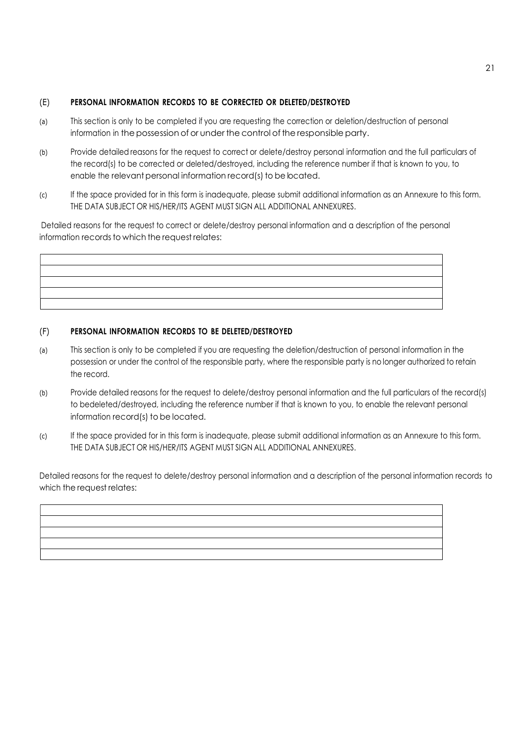## (E) PERSONAL INFORMATION RECORDS TO BE CORRECTED OR DELETED/DESTROYED

(a) This section is only to be completed if you are requesting the correction or deletion/destruction of personal information in the possession of or under the control of the responsible party.

(b) Provide detailed reasons for the request to correct or delete/destroy personal information and the full particulars of the record(s) to be corrected or deleted/destroyed, including the reference number if that is known to you, to enable the relevant personal information record(s) to be located.

(c) If the space provided for in this form is inadequate, please submit additional information as an Annexure to this form. THE DATA SUBJECT OR HIS/HER/ITS AGENT MUST SIGN ALL ADDITIONAL ANNEXURES.

Detailed reasons for the request to correct or delete/destroy personal information and a description of the personal information records to which the request relates:

| |
|---|
| |
| |
| |
| |

## (F) PERSONAL INFORMATION RECORDS TO BE DELETED/DESTROYED

(a) This section is only to be completed if you are requesting the deletion/destruction of personal information in the possession or under the control of the responsible party, where the responsible party is no longer authorized to retain the record.

(b) Provide detailed reasons for the request to delete/destroy personal information and the full particulars of the record(s) to bedeleted/destroyed, including the reference number if that is known to you, to enable the relevant personal information record(s) to be located.

(c) If the space provided for in this form is inadequate, please submit additional information as an Annexure to this form. THE DATA SUBJECT OR HIS/HER/ITS AGENT MUST SIGN ALL ADDITIONAL ANNEXURES.

Detailed reasons for the request to delete/destroy personal information and a description of the personal information records to which the request relates:

| |
|---|
| |
| |
| |
| |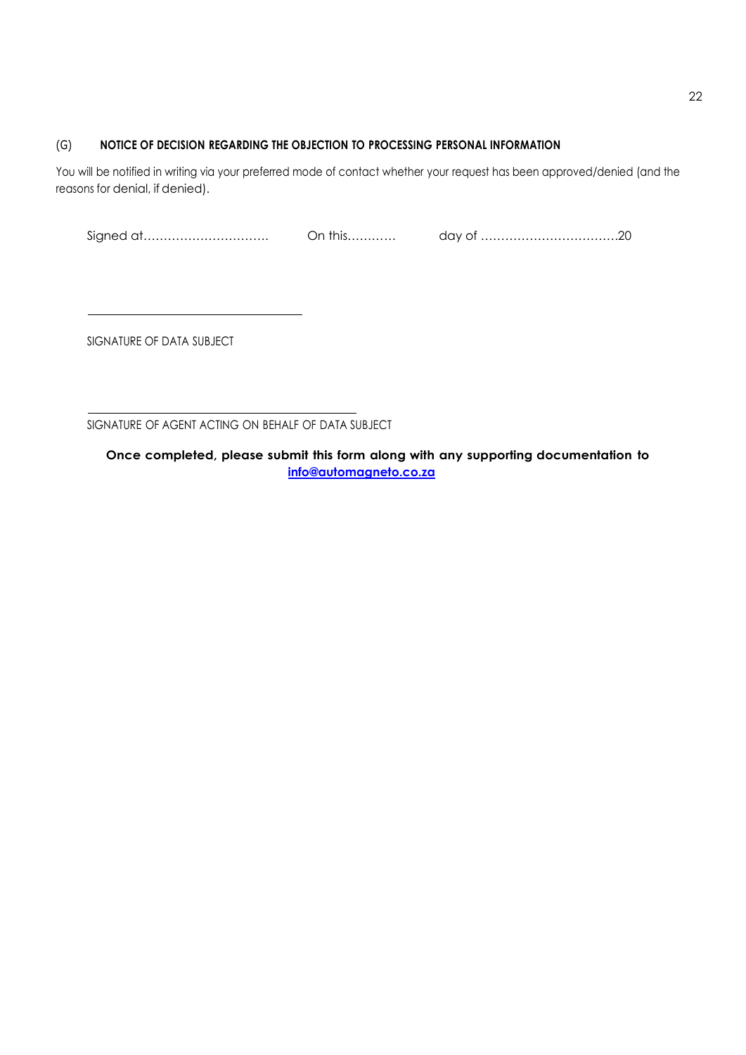### (G) NOTICE OF DECISION REGARDING THE OBJECTION TO PROCESSING PERSONAL INFORMATION

You will be notified in writing via your preferred mode of contact whether your request has been approved/denied (and the reasons for denial, if denied).

Signed at………………………… On this………… day of ……………………………20

______________________________

SIGNATURE OF DATA SUBJECT

______________________________

SIGNATURE OF AGENT ACTING ON BEHALF OF DATA SUBJECT

**Once completed, please submit this form along with any supporting documentation to [info@automagneto.co.za](mailto:info@automagneto.co.za)**